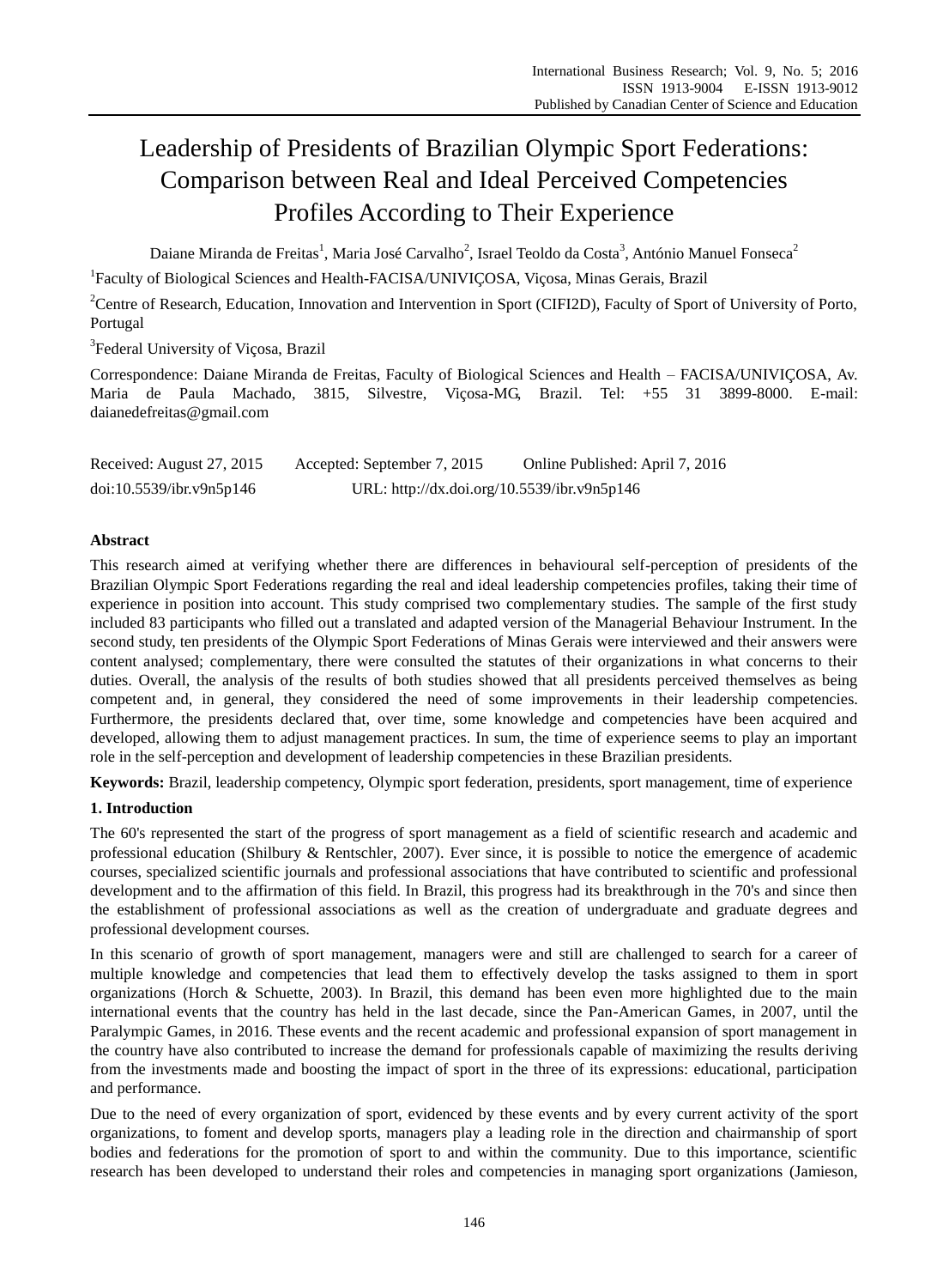# Leadership of Presidents of Brazilian Olympic Sport Federations: Comparison between Real and Ideal Perceived Competencies Profiles According to Their Experience

Daiane Miranda de Freitas[1], Maria José Carvalho[2], Israel Teoldo da Costa[3], António Manuel Fonseca[2]

[1]Faculty of Biological Sciences and Health-FACISA/UNIVIÇOSA, Viçosa, Minas Gerais, Brazil

[2]Centre of Research, Education, Innovation and Intervention in Sport (CIFI2D), Faculty of Sport of University of Porto, Portugal

[3]Federal University of Viçosa, Brazil

Correspondence: Daiane Miranda de Freitas, Faculty of Biological Sciences and Health – FACISA/UNIVIÇOSA, Av. Maria de Paula Machado, 3815, Silvestre, Viçosa-MG, Brazil. Tel: +55 31 3899-8000. E-mail: daianedefreitas@gmail.com

Received: August 27, 2015 Accepted: September 7, 2015 Online Published: April 7, 2016

doi:10.5539/ibr.v9n5p146 URL: http://dx.doi.org/10.5539/ibr.v9n5p146

**Abstract**

This research aimed at verifying whether there are differences in behavioural self-perception of presidents of the Brazilian Olympic Sport Federations regarding the real and ideal leadership competencies profiles, taking their time of experience in position into account. This study comprised two complementary studies. The sample of the first study included 83 participants who filled out a translated and adapted version of the Managerial Behaviour Instrument. In the second study, ten presidents of the Olympic Sport Federations of Minas Gerais were interviewed and their answers were content analysed; complementary, there were consulted the statutes of their organizations in what concerns to their duties. Overall, the analysis of the results of both studies showed that all presidents perceived themselves as being competent and, in general, they considered the need of some improvements in their leadership competencies. Furthermore, the presidents declared that, over time, some knowledge and competencies have been acquired and developed, allowing them to adjust management practices. In sum, the time of experience seems to play an important role in the self-perception and development of leadership competencies in these Brazilian presidents.

**Keywords:** Brazil, leadership competency, Olympic sport federation, presidents, sport management, time of experience

## 1. Introduction

The 60's represented the start of the progress of sport management as a field of scientific research and academic and professional education (Shilbury & Rentschler, 2007). Ever since, it is possible to notice the emergence of academic courses, specialized scientific journals and professional associations that have contributed to scientific and professional development and to the affirmation of this field. In Brazil, this progress had its breakthrough in the 70's and since then the establishment of professional associations as well as the creation of undergraduate and graduate degrees and professional development courses.

In this scenario of growth of sport management, managers were and still are challenged to search for a career of multiple knowledge and competencies that lead them to effectively develop the tasks assigned to them in sport organizations (Horch & Schuette, 2003). In Brazil, this demand has been even more highlighted due to the main international events that the country has held in the last decade, since the Pan-American Games, in 2007, until the Paralympic Games, in 2016. These events and the recent academic and professional expansion of sport management in the country have also contributed to increase the demand for professionals capable of maximizing the results deriving from the investments made and boosting the impact of sport in the three of its expressions: educational, participation and performance.

Due to the need of every organization of sport, evidenced by these events and by every current activity of the sport organizations, to foment and develop sports, managers play a leading role in the direction and chairmanship of sport bodies and federations for the promotion of sport to and within the community. Due to this importance, scientific research has been developed to understand their roles and competencies in managing sport organizations (Jamieson,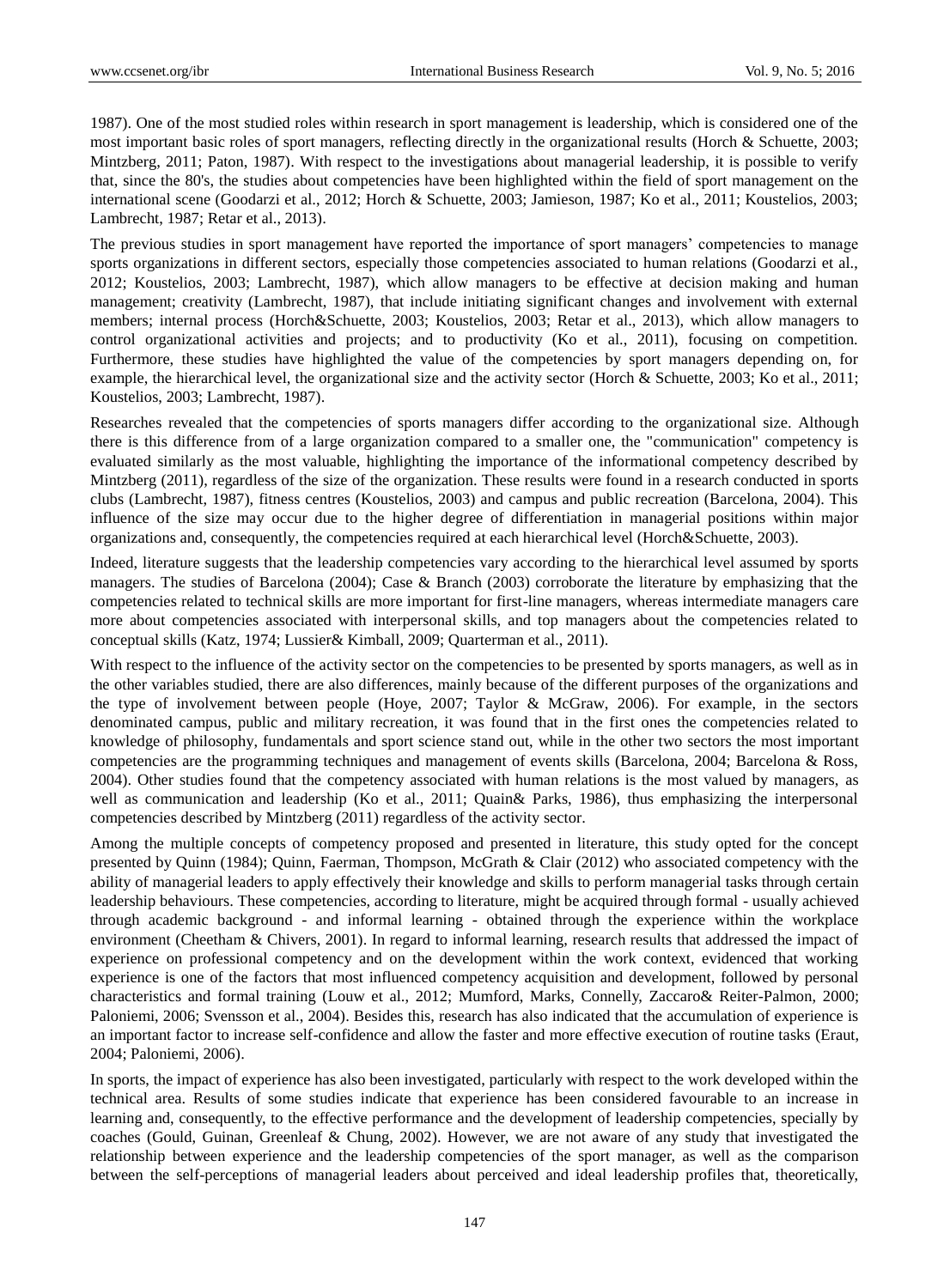1987). One of the most studied roles within research in sport management is leadership, which is considered one of the most important basic roles of sport managers, reflecting directly in the organizational results (Horch & Schuette, 2003; Mintzberg, 2011; Paton, 1987). With respect to the investigations about managerial leadership, it is possible to verify that, since the 80's, the studies about competencies have been highlighted within the field of sport management on the international scene (Goodarzi et al., 2012; Horch & Schuette, 2003; Jamieson, 1987; Ko et al., 2011; Koustelios, 2003; Lambrecht, 1987; Retar et al., 2013).

The previous studies in sport management have reported the importance of sport managers' competencies to manage sports organizations in different sectors, especially those competencies associated to human relations (Goodarzi et al., 2012; Koustelios, 2003; Lambrecht, 1987), which allow managers to be effective at decision making and human management; creativity (Lambrecht, 1987), that include initiating significant changes and involvement with external members; internal process (Horch&Schuette, 2003; Koustelios, 2003; Retar et al., 2013), which allow managers to control organizational activities and projects; and to productivity (Ko et al., 2011), focusing on competition. Furthermore, these studies have highlighted the value of the competencies by sport managers depending on, for example, the hierarchical level, the organizational size and the activity sector (Horch & Schuette, 2003; Ko et al., 2011; Koustelios, 2003; Lambrecht, 1987).

Researches revealed that the competencies of sports managers differ according to the organizational size. Although there is this difference from of a large organization compared to a smaller one, the "communication" competency is evaluated similarly as the most valuable, highlighting the importance of the informational competency described by Mintzberg (2011), regardless of the size of the organization. These results were found in a research conducted in sports clubs (Lambrecht, 1987), fitness centres (Koustelios, 2003) and campus and public recreation (Barcelona, 2004). This influence of the size may occur due to the higher degree of differentiation in managerial positions within major organizations and, consequently, the competencies required at each hierarchical level (Horch&Schuette, 2003).

Indeed, literature suggests that the leadership competencies vary according to the hierarchical level assumed by sports managers. The studies of Barcelona (2004); Case & Branch (2003) corroborate the literature by emphasizing that the competencies related to technical skills are more important for first-line managers, whereas intermediate managers care more about competencies associated with interpersonal skills, and top managers about the competencies related to conceptual skills (Katz, 1974; Lussier& Kimball, 2009; Quarterman et al., 2011).

With respect to the influence of the activity sector on the competencies to be presented by sports managers, as well as in the other variables studied, there are also differences, mainly because of the different purposes of the organizations and the type of involvement between people (Hoye, 2007; Taylor & McGraw, 2006). For example, in the sectors denominated campus, public and military recreation, it was found that in the first ones the competencies related to knowledge of philosophy, fundamentals and sport science stand out, while in the other two sectors the most important competencies are the programming techniques and management of events skills (Barcelona, 2004; Barcelona & Ross, 2004). Other studies found that the competency associated with human relations is the most valued by managers, as well as communication and leadership (Ko et al., 2011; Quain& Parks, 1986), thus emphasizing the interpersonal competencies described by Mintzberg (2011) regardless of the activity sector.

Among the multiple concepts of competency proposed and presented in literature, this study opted for the concept presented by Quinn (1984); Quinn, Faerman, Thompson, McGrath & Clair (2012) who associated competency with the ability of managerial leaders to apply effectively their knowledge and skills to perform managerial tasks through certain leadership behaviours. These competencies, according to literature, might be acquired through formal - usually achieved through academic background - and informal learning - obtained through the experience within the workplace environment (Cheetham & Chivers, 2001). In regard to informal learning, research results that addressed the impact of experience on professional competency and on the development within the work context, evidenced that working experience is one of the factors that most influenced competency acquisition and development, followed by personal characteristics and formal training (Louw et al., 2012; Mumford, Marks, Connelly, Zaccaro& Reiter-Palmon, 2000; Paloniemi, 2006; Svensson et al., 2004). Besides this, research has also indicated that the accumulation of experience is an important factor to increase self-confidence and allow the faster and more effective execution of routine tasks (Eraut, 2004; Paloniemi, 2006).

In sports, the impact of experience has also been investigated, particularly with respect to the work developed within the technical area. Results of some studies indicate that experience has been considered favourable to an increase in learning and, consequently, to the effective performance and the development of leadership competencies, specially by coaches (Gould, Guinan, Greenleaf & Chung, 2002). However, we are not aware of any study that investigated the relationship between experience and the leadership competencies of the sport manager, as well as the comparison between the self-perceptions of managerial leaders about perceived and ideal leadership profiles that, theoretically,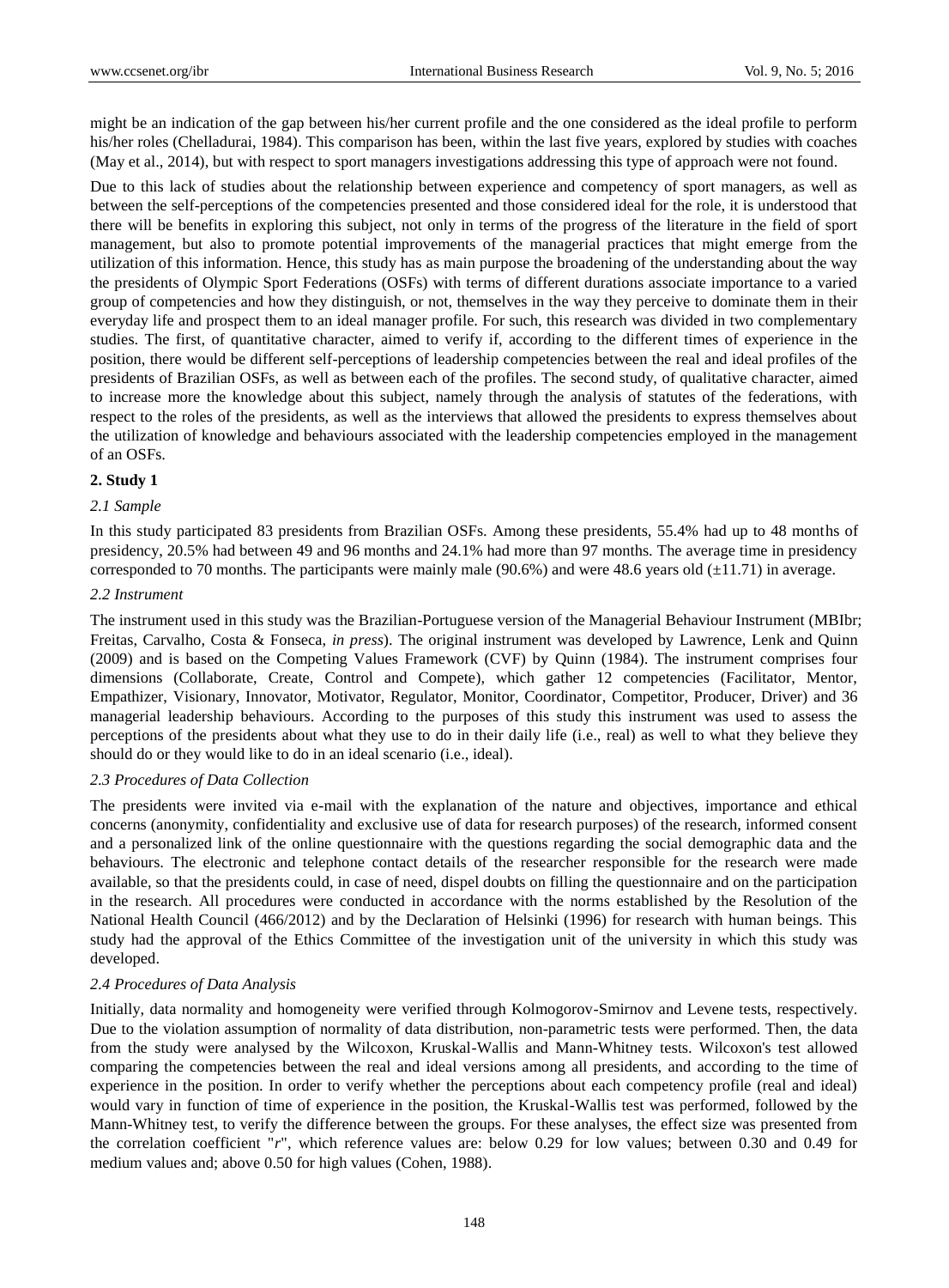might be an indication of the gap between his/her current profile and the one considered as the ideal profile to perform his/her roles (Chelladurai, 1984). This comparison has been, within the last five years, explored by studies with coaches (May et al., 2014), but with respect to sport managers investigations addressing this type of approach were not found.

Due to this lack of studies about the relationship between experience and competency of sport managers, as well as between the self-perceptions of the competencies presented and those considered ideal for the role, it is understood that there will be benefits in exploring this subject, not only in terms of the progress of the literature in the field of sport management, but also to promote potential improvements of the managerial practices that might emerge from the utilization of this information. Hence, this study has as main purpose the broadening of the understanding about the way the presidents of Olympic Sport Federations (OSFs) with terms of different durations associate importance to a varied group of competencies and how they distinguish, or not, themselves in the way they perceive to dominate them in their everyday life and prospect them to an ideal manager profile. For such, this research was divided in two complementary studies. The first, of quantitative character, aimed to verify if, according to the different times of experience in the position, there would be different self-perceptions of leadership competencies between the real and ideal profiles of the presidents of Brazilian OSFs, as well as between each of the profiles. The second study, of qualitative character, aimed to increase more the knowledge about this subject, namely through the analysis of statutes of the federations, with respect to the roles of the presidents, as well as the interviews that allowed the presidents to express themselves about the utilization of knowledge and behaviours associated with the leadership competencies employed in the management of an OSFs.

## 2. Study 1

### *2.1 Sample*

In this study participated 83 presidents from Brazilian OSFs. Among these presidents, 55.4% had up to 48 months of presidency, 20.5% had between 49 and 96 months and 24.1% had more than 97 months. The average time in presidency corresponded to 70 months. The participants were mainly male (90.6%) and were 48.6 years old (±11.71) in average.

### *2.2 Instrument*

The instrument used in this study was the Brazilian-Portuguese version of the Managerial Behaviour Instrument (MBIbr; Freitas, Carvalho, Costa & Fonseca, *in press*). The original instrument was developed by Lawrence, Lenk and Quinn (2009) and is based on the Competing Values Framework (CVF) by Quinn (1984). The instrument comprises four dimensions (Collaborate, Create, Control and Compete), which gather 12 competencies (Facilitator, Mentor, Empathizer, Visionary, Innovator, Motivator, Regulator, Monitor, Coordinator, Competitor, Producer, Driver) and 36 managerial leadership behaviours. According to the purposes of this study this instrument was used to assess the perceptions of the presidents about what they use to do in their daily life (i.e., real) as well to what they believe they should do or they would like to do in an ideal scenario (i.e., ideal).

### *2.3 Procedures of Data Collection*

The presidents were invited via e-mail with the explanation of the nature and objectives, importance and ethical concerns (anonymity, confidentiality and exclusive use of data for research purposes) of the research, informed consent and a personalized link of the online questionnaire with the questions regarding the social demographic data and the behaviours. The electronic and telephone contact details of the researcher responsible for the research were made available, so that the presidents could, in case of need, dispel doubts on filling the questionnaire and on the participation in the research. All procedures were conducted in accordance with the norms established by the Resolution of the National Health Council (466/2012) and by the Declaration of Helsinki (1996) for research with human beings. This study had the approval of the Ethics Committee of the investigation unit of the university in which this study was developed.

### *2.4 Procedures of Data Analysis*

Initially, data normality and homogeneity were verified through Kolmogorov-Smirnov and Levene tests, respectively. Due to the violation assumption of normality of data distribution, non-parametric tests were performed. Then, the data from the study were analysed by the Wilcoxon, Kruskal-Wallis and Mann-Whitney tests. Wilcoxon's test allowed comparing the competencies between the real and ideal versions among all presidents, and according to the time of experience in the position. In order to verify whether the perceptions about each competency profile (real and ideal) would vary in function of time of experience in the position, the Kruskal-Wallis test was performed, followed by the Mann-Whitney test, to verify the difference between the groups. For these analyses, the effect size was presented from the correlation coefficient "$r$", which reference values are: below 0.29 for low values; between 0.30 and 0.49 for medium values and; above 0.50 for high values (Cohen, 1988).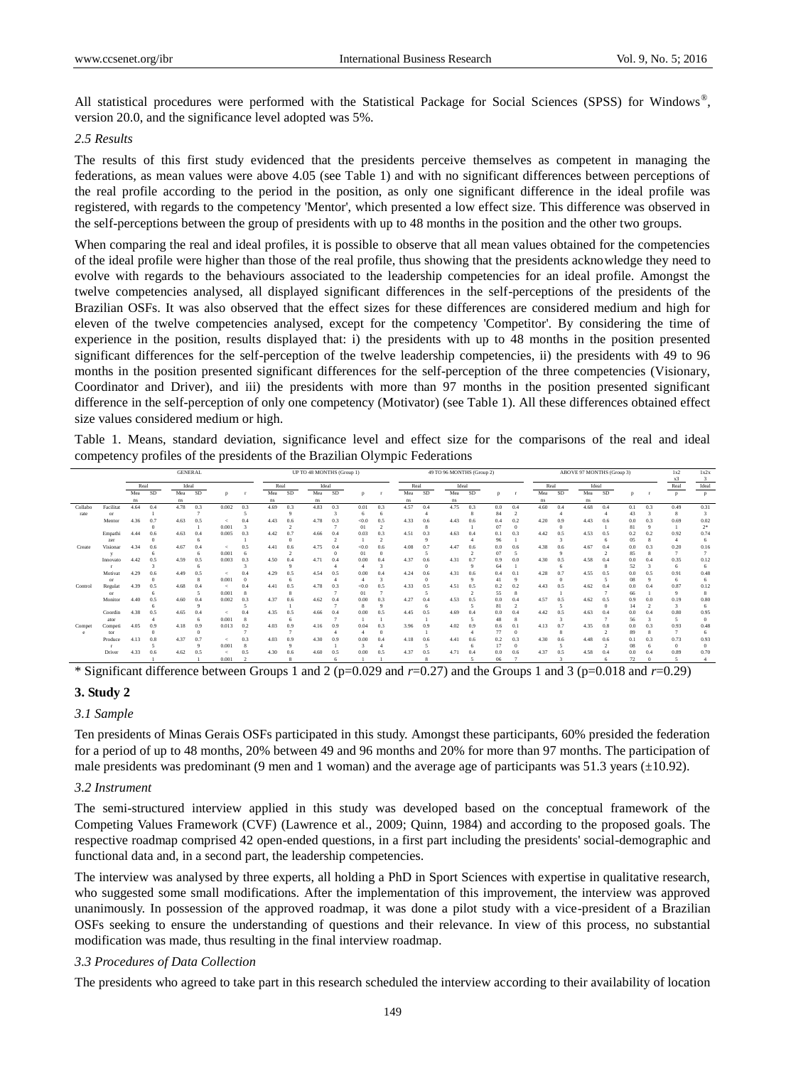All statistical procedures were performed with the Statistical Package for Social Sciences (SPSS) for Windows®, version 20.0, and the significance level adopted was 5%.

### *2.5 Results*

The results of this first study evidenced that the presidents perceive themselves as competent in managing the federations, as mean values were above 4.05 (see Table 1) and with no significant differences between perceptions of the real profile according to the period in the position, as only one significant difference in the ideal profile was registered, with regards to the competency 'Mentor', which presented a low effect size. This difference was observed in the self-perceptions between the group of presidents with up to 48 months in the position and the other two groups.

When comparing the real and ideal profiles, it is possible to observe that all mean values obtained for the competencies of the ideal profile were higher than those of the real profile, thus showing that the presidents acknowledge they need to evolve with regards to the behaviours associated to the leadership competencies for an ideal profile. Amongst the twelve competencies analysed, all displayed significant differences in the self-perceptions of the presidents of the Brazilian OSFs. It was also observed that the effect sizes for these differences are considered medium and high for eleven of the twelve competencies analysed, except for the competency 'Competitor'. By considering the time of experience in the position, results displayed that: i) the presidents with up to 48 months in the position presented significant differences for the self-perception of the twelve leadership competencies, ii) the presidents with 49 to 96 months in the position presented significant differences for the self-perception of the three competencies (Visionary, Coordinator and Driver), and iii) the presidents with more than 97 months in the position presented significant difference in the self-perception of only one competency (Motivator) (see Table 1). All these differences obtained effect size values considered medium or high.

Table 1. Means, standard deviation, significance level and effect size for the comparisons of the real and ideal competency profiles of the presidents of the Brazilian Olympic Federations

| | | GENERAL | | | | | | UP TO 48 MONTHS (Group 1) | | | | | | 49 TO 96 MONTHS (Group 2) | | | | | | ABOVE 97 MONTHS (Group 3) | | | | | | 1x2x3 | 1x2x3 |
|---|---|---|---|---|---|---|---|---|---|---|---|---|---|---|---|---|---|---|---|---|---|---|---|---|---|---|---|
| | | Real | | Ideal | | | | Real | | Ideal | | | | Real | | Ideal | | | | Real | | Ideal | | | | Real | Ideal |
| | | Means | SD | Means | SD | p | r | Means | SD | Means | SD | p | r | Means | SD | Means | SD | p | r | Means | SD | Means | SD | p | r | p | p |
| Collaborate | Facilitator | 4.64 | 0.41 | 4.78 | 0.37 | 0.002 | 0.35 | 4.69 | 0.39 | 4.83 | 0.33 | 0.016 | 0.36 | 4.57 | 0.44 | 4.75 | 0.38 | 0.084 | 0.42 | 4.60 | 0.44 | 4.68 | 0.44 | 0.143 | 0.33 | 0.498 | 0.313 |
| | Mentor | 4.36 | 0.70 | 4.63 | 0.51 | <0.001 | 0.43 | 4.43 | 0.62 | 4.78 | 0.37 | <0.001 | 0.52 | 4.33 | 0.68 | 4.43 | 0.61 | 0.407 | 0.20 | 4.20 | 0.90 | 4.43 | 0.61 | 0.081 | 0.39 | 0.691 | 0.02* |
| | Empathizer | 4.44 | 0.60 | 4.63 | 0.46 | 0.005 | 0.31 | 4.42 | 0.70 | 4.66 | 0.42 | 0.031 | 0.32 | 4.51 | 0.39 | 4.63 | 0.44 | 0.196 | 0.31 | 4.42 | 0.53 | 4.53 | 0.56 | 0.205 | 0.28 | 0.924 | 0.746 |
| Create | Visionary | 4.34 | 0.66 | 4.67 | 0.46 | <0.001 | 0.56 | 4.41 | 0.62 | 4.75 | 0.40 | <0.001 | 0.60 | 4.08 | 0.75 | 4.47 | 0.62 | 0.007 | 0.65 | 4.38 | 0.69 | 4.67 | 0.42 | 0.085 | 0.38 | 0.207 | 0.167 |
| | Innovator | 4.42 | 0.53 | 4.59 | 0.56 | 0.003 | 0.33 | 4.50 | 0.49 | 4.71 | 0.44 | 0.004 | 0.43 | 4.37 | 0.60 | 4.31 | 0.79 | 0.964 | 0.01 | 4.30 | 0.56 | 4.58 | 0.48 | 0.052 | 0.43 | 0.356 | 0.126 |
| | Motivator | 4.29 | 0.60 | 4.49 | 0.56 | <0.001 | 0.43 | 4.29 | 0.59 | 4.54 | 0.54 | 0.004 | 0.43 | 4.24 | 0.60 | 4.31 | 0.69 | 0.441 | 0.19 | 4.28 | 0.76 | 4.55 | 0.58 | 0.052 | 0.53 | 0.916 | 0.486 |
| Control | Regulator | 4.39 | 0.56 | 4.68 | 0.45 | <0.001 | 0.48 | 4.41 | 0.58 | 4.78 | 0.37 | <0.001 | 0.57 | 4.33 | 0.55 | 4.51 | 0.52 | 0.255 | 0.28 | 4.43 | 0.51 | 4.62 | 0.47 | 0.066 | 0.41 | 0.879 | 0.128 |
| | Monitor | 4.40 | 0.56 | 4.60 | 0.49 | 0.002 | 0.35 | 4.37 | 0.61 | 4.62 | 0.47 | 0.008 | 0.39 | 4.27 | 0.46 | 4.53 | 0.55 | 0.081 | 0.42 | 4.57 | 0.55 | 4.62 | 0.50 | 0.914 | 0.02 | 0.193 | 0.806 |
| | Coordinator | 4.38 | 0.54 | 4.65 | 0.46 | <0.001 | 0.48 | 4.35 | 0.66 | 4.66 | 0.47 | 0.001 | 0.51 | 4.45 | 0.51 | 4.69 | 0.45 | 0.048 | 0.48 | 4.42 | 0.53 | 4.63 | 0.47 | 0.056 | 0.43 | 0.805 | 0.950 |
| Compete | Competitor | 4.05 | 0.90 | 4.18 | 0.90 | 0.013 | 0.27 | 4.03 | 0.97 | 4.16 | 0.94 | 0.044 | 0.30 | 3.96 | 0.91 | 4.02 | 0.94 | 0.677 | 0.10 | 4.13 | 0.78 | 4.35 | 0.82 | 0.056 | 0.38 | 0.937 | 0.486 |
| | Producer | 4.13 | 0.85 | 4.37 | 0.79 | <0.001 | 0.38 | 4.03 | 0.99 | 4.30 | 0.91 | 0.003 | 0.44 | 4.18 | 0.65 | 4.41 | 0.66 | 0.217 | 0.30 | 4.30 | 0.65 | 4.48 | 0.62 | 0.108 | 0.36 | 0.730 | 0.930 |
| | Driver | 4.33 | 0.61 | 4.62 | 0.51 | <0.001 | 0.52 | 4.30 | 0.68 | 4.60 | 0.56 | 0.001 | 0.51 | 4.37 | 0.58 | 4.71 | 0.45 | 0.006 | 0.67 | 4.37 | 0.53 | 4.58 | 0.46 | 0.072 | 0.40 | 0.895 | 0.704 |

\* Significant difference between Groups 1 and 2 ($p$=0.029 and $r$=0.27) and the Groups 1 and 3 ($p$=0.018 and $r$=0.29)

## 3. Study 2

### *3.1 Sample*

Ten presidents of Minas Gerais OSFs participated in this study. Amongst these participants, 60% presided the federation for a period of up to 48 months, 20% between 49 and 96 months and 20% for more than 97 months. The participation of male presidents was predominant (9 men and 1 woman) and the average age of participants was 51.3 years (±10.92).

### *3.2 Instrument*

The semi-structured interview applied in this study was developed based on the conceptual framework of the Competing Values Framework (CVF) (Lawrence et al., 2009; Quinn, 1984) and according to the proposed goals. The respective roadmap comprised 42 open-ended questions, in a first part including the presidents' social-demographic and functional data and, in a second part, the leadership competencies.

The interview was analysed by three experts, all holding a PhD in Sport Sciences with expertise in qualitative research, who suggested some small modifications. After the implementation of this improvement, the interview was approved unanimously. In possession of the approved roadmap, it was done a pilot study with a vice-president of a Brazilian OSFs seeking to ensure the understanding of questions and their relevance. In view of this process, no substantial modification was made, thus resulting in the final interview roadmap.

### *3.3 Procedures of Data Collection*

The presidents who agreed to take part in this research scheduled the interview according to their availability of location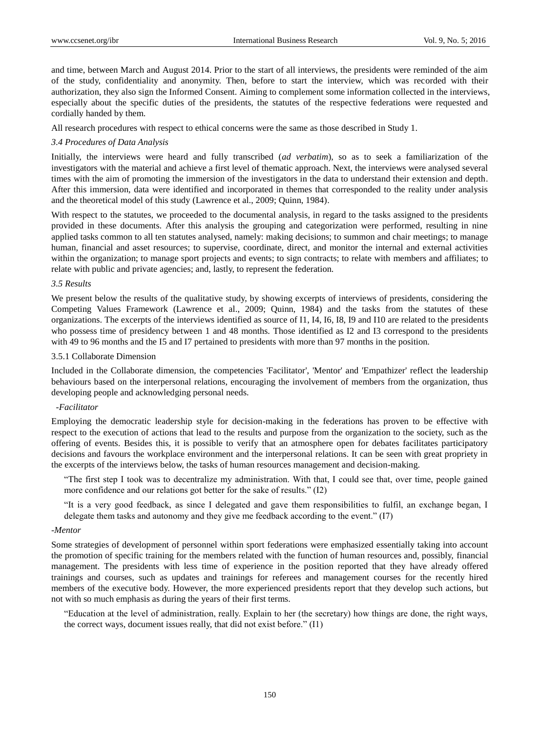and time, between March and August 2014. Prior to the start of all interviews, the presidents were reminded of the aim of the study, confidentiality and anonymity. Then, before to start the interview, which was recorded with their authorization, they also sign the Informed Consent. Aiming to complement some information collected in the interviews, especially about the specific duties of the presidents, the statutes of the respective federations were requested and cordially handed by them.

All research procedures with respect to ethical concerns were the same as those described in Study 1.

### *3.4 Procedures of Data Analysis*

Initially, the interviews were heard and fully transcribed (*ad verbatim*), so as to seek a familiarization of the investigators with the material and achieve a first level of thematic approach. Next, the interviews were analysed several times with the aim of promoting the immersion of the investigators in the data to understand their extension and depth. After this immersion, data were identified and incorporated in themes that corresponded to the reality under analysis and the theoretical model of this study (Lawrence et al., 2009; Quinn, 1984).

With respect to the statutes, we proceeded to the documental analysis, in regard to the tasks assigned to the presidents provided in these documents. After this analysis the grouping and categorization were performed, resulting in nine applied tasks common to all ten statutes analysed, namely: making decisions; to summon and chair meetings; to manage human, financial and asset resources; to supervise, coordinate, direct, and monitor the internal and external activities within the organization; to manage sport projects and events; to sign contracts; to relate with members and affiliates; to relate with public and private agencies; and, lastly, to represent the federation.

### *3.5 Results*

We present below the results of the qualitative study, by showing excerpts of interviews of presidents, considering the Competing Values Framework (Lawrence et al., 2009; Quinn, 1984) and the tasks from the statutes of these organizations. The excerpts of the interviews identified as source of I1, I4, I6, I8, I9 and I10 are related to the presidents who possess time of presidency between 1 and 48 months. Those identified as I2 and I3 correspond to the presidents with 49 to 96 months and the I5 and I7 pertained to presidents with more than 97 months in the position.

#### 3.5.1 Collaborate Dimension

Included in the Collaborate dimension, the competencies 'Facilitator', 'Mentor' and 'Empathizer' reflect the leadership behaviours based on the interpersonal relations, encouraging the involvement of members from the organization, thus developing people and acknowledging personal needs.

*-Facilitator*

Employing the democratic leadership style for decision-making in the federations has proven to be effective with respect to the execution of actions that lead to the results and purpose from the organization to the society, such as the offering of events. Besides this, it is possible to verify that an atmosphere open for debates facilitates participatory decisions and favours the workplace environment and the interpersonal relations. It can be seen with great propriety in the excerpts of the interviews below, the tasks of human resources management and decision-making.

> "The first step I took was to decentralize my administration. With that, I could see that, over time, people gained more confidence and our relations got better for the sake of results." (I2)

> "It is a very good feedback, as since I delegated and gave them responsibilities to fulfil, an exchange began, I delegate them tasks and autonomy and they give me feedback according to the event." (I7)

*-Mentor*

Some strategies of development of personnel within sport federations were emphasized essentially taking into account the promotion of specific training for the members related with the function of human resources and, possibly, financial management. The presidents with less time of experience in the position reported that they have already offered trainings and courses, such as updates and trainings for referees and management courses for the recently hired members of the executive body. However, the more experienced presidents report that they develop such actions, but not with so much emphasis as during the years of their first terms.

> "Education at the level of administration, really. Explain to her (the secretary) how things are done, the right ways, the correct ways, document issues really, that did not exist before." (I1)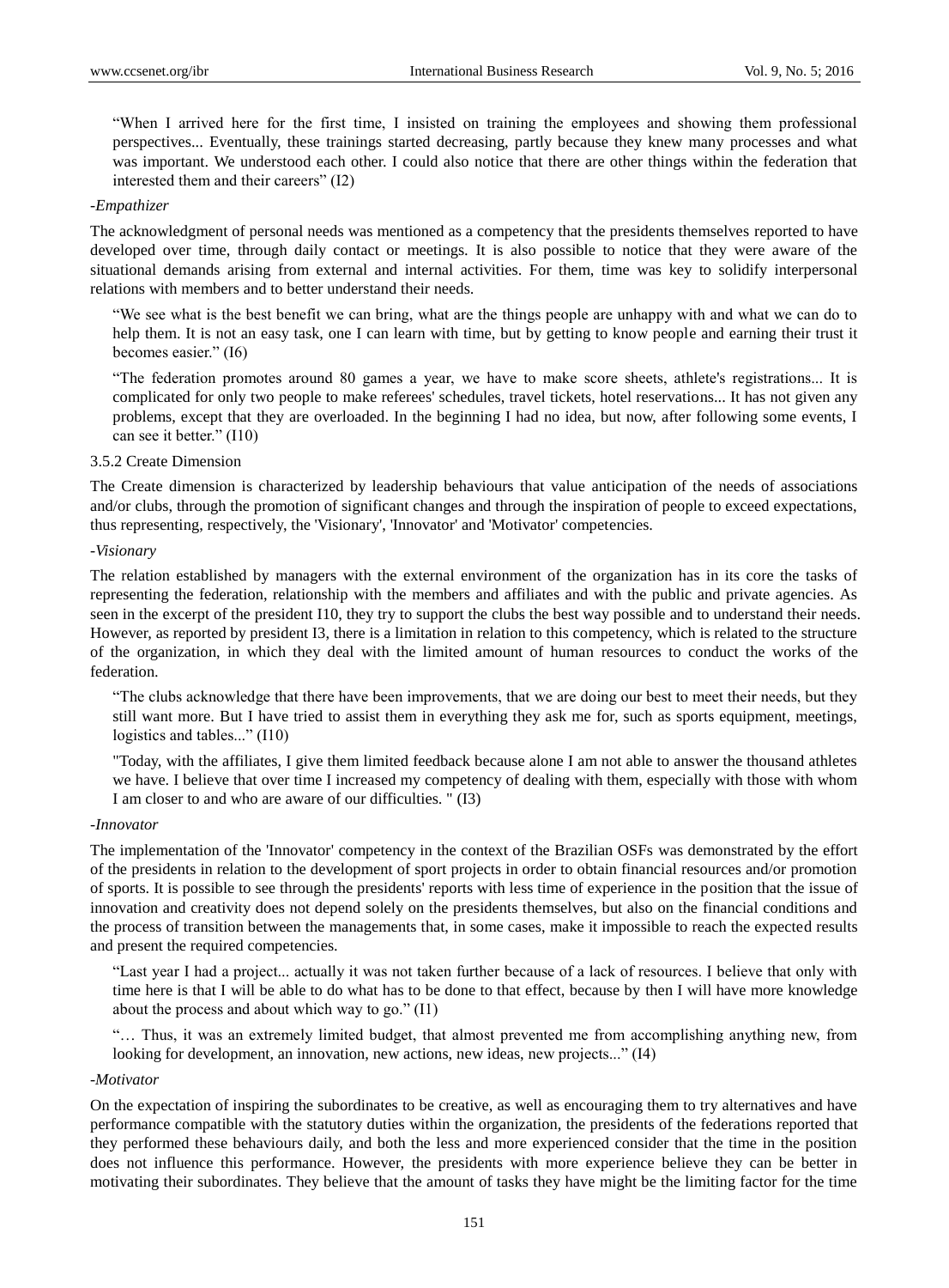> "When I arrived here for the first time, I insisted on training the employees and showing them professional perspectives... Eventually, these trainings started decreasing, partly because they knew many processes and what was important. We understood each other. I could also notice that there are other things within the federation that interested them and their careers" (I2)

*-Empathizer*

The acknowledgment of personal needs was mentioned as a competency that the presidents themselves reported to have developed over time, through daily contact or meetings. It is also possible to notice that they were aware of the situational demands arising from external and internal activities. For them, time was key to solidify interpersonal relations with members and to better understand their needs.

> "We see what is the best benefit we can bring, what are the things people are unhappy with and what we can do to help them. It is not an easy task, one I can learn with time, but by getting to know people and earning their trust it becomes easier." (I6)

> "The federation promotes around 80 games a year, we have to make score sheets, athlete's registrations... It is complicated for only two people to make referees' schedules, travel tickets, hotel reservations... It has not given any problems, except that they are overloaded. In the beginning I had no idea, but now, after following some events, I can see it better." (I10)

### 3.5.2 Create Dimension

The Create dimension is characterized by leadership behaviours that value anticipation of the needs of associations and/or clubs, through the promotion of significant changes and through the inspiration of people to exceed expectations, thus representing, respectively, the 'Visionary', 'Innovator' and 'Motivator' competencies.

*-Visionary*

The relation established by managers with the external environment of the organization has in its core the tasks of representing the federation, relationship with the members and affiliates and with the public and private agencies. As seen in the excerpt of the president I10, they try to support the clubs the best way possible and to understand their needs. However, as reported by president I3, there is a limitation in relation to this competency, which is related to the structure of the organization, in which they deal with the limited amount of human resources to conduct the works of the federation.

> "The clubs acknowledge that there have been improvements, that we are doing our best to meet their needs, but they still want more. But I have tried to assist them in everything they ask me for, such as sports equipment, meetings, logistics and tables..." (I10)

> "Today, with the affiliates, I give them limited feedback because alone I am not able to answer the thousand athletes we have. I believe that over time I increased my competency of dealing with them, especially with those with whom I am closer to and who are aware of our difficulties. " (I3)

*-Innovator*

The implementation of the 'Innovator' competency in the context of the Brazilian OSFs was demonstrated by the effort of the presidents in relation to the development of sport projects in order to obtain financial resources and/or promotion of sports. It is possible to see through the presidents' reports with less time of experience in the position that the issue of innovation and creativity does not depend solely on the presidents themselves, but also on the financial conditions and the process of transition between the managements that, in some cases, make it impossible to reach the expected results and present the required competencies.

> "Last year I had a project... actually it was not taken further because of a lack of resources. I believe that only with time here is that I will be able to do what has to be done to that effect, because by then I will have more knowledge about the process and about which way to go." (I1)

> "… Thus, it was an extremely limited budget, that almost prevented me from accomplishing anything new, from looking for development, an innovation, new actions, new ideas, new projects..." (I4)

*-Motivator*

On the expectation of inspiring the subordinates to be creative, as well as encouraging them to try alternatives and have performance compatible with the statutory duties within the organization, the presidents of the federations reported that they performed these behaviours daily, and both the less and more experienced consider that the time in the position does not influence this performance. However, the presidents with more experience believe they can be better in motivating their subordinates. They believe that the amount of tasks they have might be the limiting factor for the time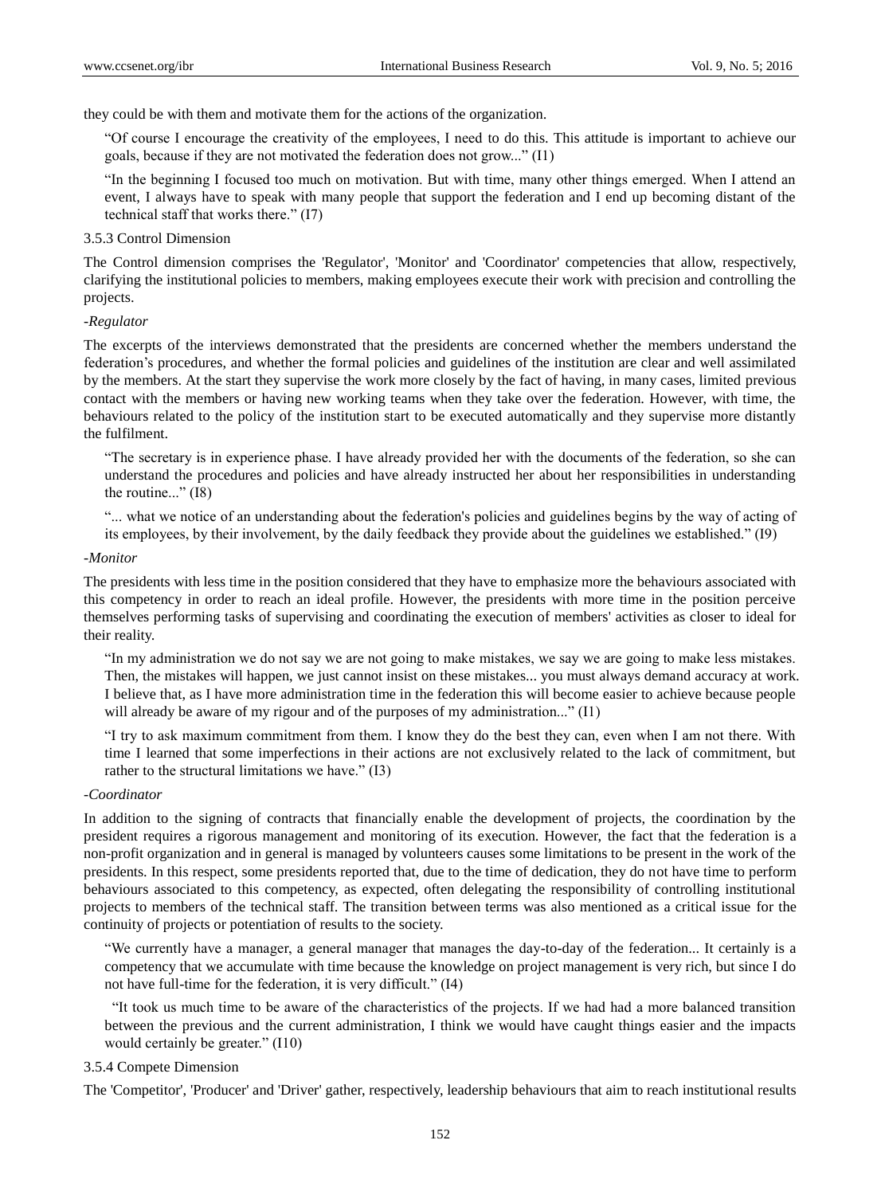they could be with them and motivate them for the actions of the organization.

> "Of course I encourage the creativity of the employees, I need to do this. This attitude is important to achieve our goals, because if they are not motivated the federation does not grow..." (I1)

> "In the beginning I focused too much on motivation. But with time, many other things emerged. When I attend an event, I always have to speak with many people that support the federation and I end up becoming distant of the technical staff that works there." (I7)

### 3.5.3 Control Dimension

The Control dimension comprises the 'Regulator', 'Monitor' and 'Coordinator' competencies that allow, respectively, clarifying the institutional policies to members, making employees execute their work with precision and controlling the projects.

*-Regulator*

The excerpts of the interviews demonstrated that the presidents are concerned whether the members understand the federation's procedures, and whether the formal policies and guidelines of the institution are clear and well assimilated by the members. At the start they supervise the work more closely by the fact of having, in many cases, limited previous contact with the members or having new working teams when they take over the federation. However, with time, the behaviours related to the policy of the institution start to be executed automatically and they supervise more distantly the fulfilment.

> "The secretary is in experience phase. I have already provided her with the documents of the federation, so she can understand the procedures and policies and have already instructed her about her responsibilities in understanding the routine..." (I8)

> "... what we notice of an understanding about the federation's policies and guidelines begins by the way of acting of its employees, by their involvement, by the daily feedback they provide about the guidelines we established." (I9)

*-Monitor*

The presidents with less time in the position considered that they have to emphasize more the behaviours associated with this competency in order to reach an ideal profile. However, the presidents with more time in the position perceive themselves performing tasks of supervising and coordinating the execution of members' activities as closer to ideal for their reality.

> "In my administration we do not say we are not going to make mistakes, we say we are going to make less mistakes. Then, the mistakes will happen, we just cannot insist on these mistakes... you must always demand accuracy at work. I believe that, as I have more administration time in the federation this will become easier to achieve because people will already be aware of my rigour and of the purposes of my administration..." (I1)

> "I try to ask maximum commitment from them. I know they do the best they can, even when I am not there. With time I learned that some imperfections in their actions are not exclusively related to the lack of commitment, but rather to the structural limitations we have." (I3)

*-Coordinator*

In addition to the signing of contracts that financially enable the development of projects, the coordination by the president requires a rigorous management and monitoring of its execution. However, the fact that the federation is a non-profit organization and in general is managed by volunteers causes some limitations to be present in the work of the presidents. In this respect, some presidents reported that, due to the time of dedication, they do not have time to perform behaviours associated to this competency, as expected, often delegating the responsibility of controlling institutional projects to members of the technical staff. The transition between terms was also mentioned as a critical issue for the continuity of projects or potentiation of results to the society.

> "We currently have a manager, a general manager that manages the day-to-day of the federation... It certainly is a competency that we accumulate with time because the knowledge on project management is very rich, but since I do not have full-time for the federation, it is very difficult." (I4)

> "It took us much time to be aware of the characteristics of the projects. If we had had a more balanced transition between the previous and the current administration, I think we would have caught things easier and the impacts would certainly be greater." (I10)

### 3.5.4 Compete Dimension

The 'Competitor', 'Producer' and 'Driver' gather, respectively, leadership behaviours that aim to reach institutional results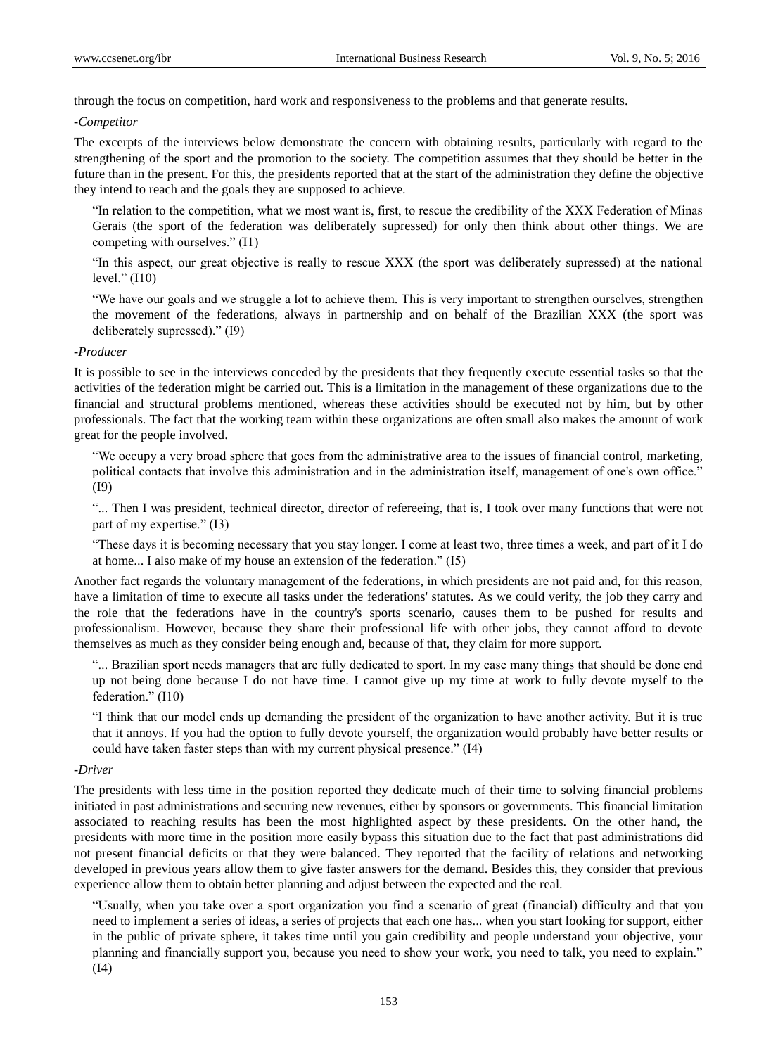through the focus on competition, hard work and responsiveness to the problems and that generate results.

*-Competitor*

The excerpts of the interviews below demonstrate the concern with obtaining results, particularly with regard to the strengthening of the sport and the promotion to the society. The competition assumes that they should be better in the future than in the present. For this, the presidents reported that at the start of the administration they define the objective they intend to reach and the goals they are supposed to achieve.

> "In relation to the competition, what we most want is, first, to rescue the credibility of the XXX Federation of Minas Gerais (the sport of the federation was deliberately supressed) for only then think about other things. We are competing with ourselves." (I1)

> "In this aspect, our great objective is really to rescue XXX (the sport was deliberately supressed) at the national level." (I10)

> "We have our goals and we struggle a lot to achieve them. This is very important to strengthen ourselves, strengthen the movement of the federations, always in partnership and on behalf of the Brazilian XXX (the sport was deliberately supressed)." (I9)

*-Producer*

It is possible to see in the interviews conceded by the presidents that they frequently execute essential tasks so that the activities of the federation might be carried out. This is a limitation in the management of these organizations due to the financial and structural problems mentioned, whereas these activities should be executed not by him, but by other professionals. The fact that the working team within these organizations are often small also makes the amount of work great for the people involved.

> "We occupy a very broad sphere that goes from the administrative area to the issues of financial control, marketing, political contacts that involve this administration and in the administration itself, management of one's own office." (I9)

> "... Then I was president, technical director, director of refereeing, that is, I took over many functions that were not part of my expertise." (I3)

> "These days it is becoming necessary that you stay longer. I come at least two, three times a week, and part of it I do at home... I also make of my house an extension of the federation." (I5)

Another fact regards the voluntary management of the federations, in which presidents are not paid and, for this reason, have a limitation of time to execute all tasks under the federations' statutes. As we could verify, the job they carry and the role that the federations have in the country's sports scenario, causes them to be pushed for results and professionalism. However, because they share their professional life with other jobs, they cannot afford to devote themselves as much as they consider being enough and, because of that, they claim for more support.

> "... Brazilian sport needs managers that are fully dedicated to sport. In my case many things that should be done end up not being done because I do not have time. I cannot give up my time at work to fully devote myself to the federation." (I10)

> "I think that our model ends up demanding the president of the organization to have another activity. But it is true that it annoys. If you had the option to fully devote yourself, the organization would probably have better results or could have taken faster steps than with my current physical presence." (I4)

*-Driver*

The presidents with less time in the position reported they dedicate much of their time to solving financial problems initiated in past administrations and securing new revenues, either by sponsors or governments. This financial limitation associated to reaching results has been the most highlighted aspect by these presidents. On the other hand, the presidents with more time in the position more easily bypass this situation due to the fact that past administrations did not present financial deficits or that they were balanced. They reported that the facility of relations and networking developed in previous years allow them to give faster answers for the demand. Besides this, they consider that previous experience allow them to obtain better planning and adjust between the expected and the real.

> "Usually, when you take over a sport organization you find a scenario of great (financial) difficulty and that you need to implement a series of ideas, a series of projects that each one has... when you start looking for support, either in the public of private sphere, it takes time until you gain credibility and people understand your objective, your planning and financially support you, because you need to show your work, you need to talk, you need to explain." (I4)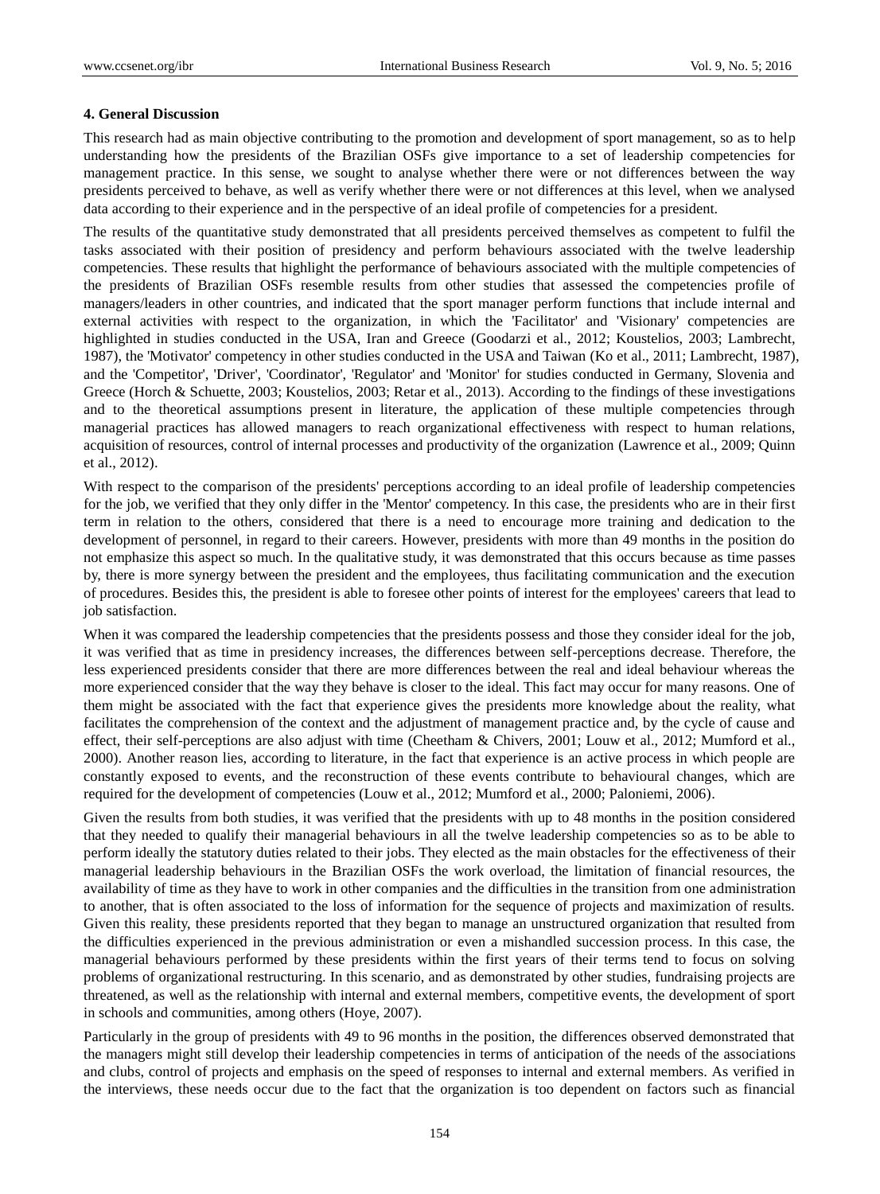### 4. General Discussion

This research had as main objective contributing to the promotion and development of sport management, so as to help understanding how the presidents of the Brazilian OSFs give importance to a set of leadership competencies for management practice. In this sense, we sought to analyse whether there were or not differences between the way presidents perceived to behave, as well as verify whether there were or not differences at this level, when we analysed data according to their experience and in the perspective of an ideal profile of competencies for a president.

The results of the quantitative study demonstrated that all presidents perceived themselves as competent to fulfil the tasks associated with their position of presidency and perform behaviours associated with the twelve leadership competencies. These results that highlight the performance of behaviours associated with the multiple competencies of the presidents of Brazilian OSFs resemble results from other studies that assessed the competencies profile of managers/leaders in other countries, and indicated that the sport manager perform functions that include internal and external activities with respect to the organization, in which the 'Facilitator' and 'Visionary' competencies are highlighted in studies conducted in the USA, Iran and Greece (Goodarzi et al., 2012; Koustelios, 2003; Lambrecht, 1987), the 'Motivator' competency in other studies conducted in the USA and Taiwan (Ko et al., 2011; Lambrecht, 1987), and the 'Competitor', 'Driver', 'Coordinator', 'Regulator' and 'Monitor' for studies conducted in Germany, Slovenia and Greece (Horch & Schuette, 2003; Koustelios, 2003; Retar et al., 2013). According to the findings of these investigations and to the theoretical assumptions present in literature, the application of these multiple competencies through managerial practices has allowed managers to reach organizational effectiveness with respect to human relations, acquisition of resources, control of internal processes and productivity of the organization (Lawrence et al., 2009; Quinn et al., 2012).

With respect to the comparison of the presidents' perceptions according to an ideal profile of leadership competencies for the job, we verified that they only differ in the 'Mentor' competency. In this case, the presidents who are in their first term in relation to the others, considered that there is a need to encourage more training and dedication to the development of personnel, in regard to their careers. However, presidents with more than 49 months in the position do not emphasize this aspect so much. In the qualitative study, it was demonstrated that this occurs because as time passes by, there is more synergy between the president and the employees, thus facilitating communication and the execution of procedures. Besides this, the president is able to foresee other points of interest for the employees' careers that lead to job satisfaction.

When it was compared the leadership competencies that the presidents possess and those they consider ideal for the job, it was verified that as time in presidency increases, the differences between self-perceptions decrease. Therefore, the less experienced presidents consider that there are more differences between the real and ideal behaviour whereas the more experienced consider that the way they behave is closer to the ideal. This fact may occur for many reasons. One of them might be associated with the fact that experience gives the presidents more knowledge about the reality, what facilitates the comprehension of the context and the adjustment of management practice and, by the cycle of cause and effect, their self-perceptions are also adjust with time (Cheetham & Chivers, 2001; Louw et al., 2012; Mumford et al., 2000). Another reason lies, according to literature, in the fact that experience is an active process in which people are constantly exposed to events, and the reconstruction of these events contribute to behavioural changes, which are required for the development of competencies (Louw et al., 2012; Mumford et al., 2000; Paloniemi, 2006).

Given the results from both studies, it was verified that the presidents with up to 48 months in the position considered that they needed to qualify their managerial behaviours in all the twelve leadership competencies so as to be able to perform ideally the statutory duties related to their jobs. They elected as the main obstacles for the effectiveness of their managerial leadership behaviours in the Brazilian OSFs the work overload, the limitation of financial resources, the availability of time as they have to work in other companies and the difficulties in the transition from one administration to another, that is often associated to the loss of information for the sequence of projects and maximization of results. Given this reality, these presidents reported that they began to manage an unstructured organization that resulted from the difficulties experienced in the previous administration or even a mishandled succession process. In this case, the managerial behaviours performed by these presidents within the first years of their terms tend to focus on solving problems of organizational restructuring. In this scenario, and as demonstrated by other studies, fundraising projects are threatened, as well as the relationship with internal and external members, competitive events, the development of sport in schools and communities, among others (Hoye, 2007).

Particularly in the group of presidents with 49 to 96 months in the position, the differences observed demonstrated that the managers might still develop their leadership competencies in terms of anticipation of the needs of the associations and clubs, control of projects and emphasis on the speed of responses to internal and external members. As verified in the interviews, these needs occur due to the fact that the organization is too dependent on factors such as financial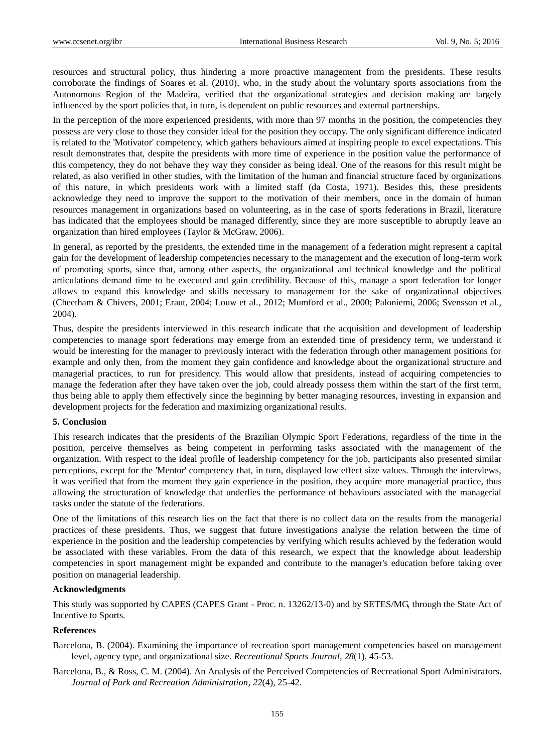resources and structural policy, thus hindering a more proactive management from the presidents. These results corroborate the findings of Soares et al. (2010), who, in the study about the voluntary sports associations from the Autonomous Region of the Madeira, verified that the organizational strategies and decision making are largely influenced by the sport policies that, in turn, is dependent on public resources and external partnerships.

In the perception of the more experienced presidents, with more than 97 months in the position, the competencies they possess are very close to those they consider ideal for the position they occupy. The only significant difference indicated is related to the 'Motivator' competency, which gathers behaviours aimed at inspiring people to excel expectations. This result demonstrates that, despite the presidents with more time of experience in the position value the performance of this competency, they do not behave they way they consider as being ideal. One of the reasons for this result might be related, as also verified in other studies, with the limitation of the human and financial structure faced by organizations of this nature, in which presidents work with a limited staff (da Costa, 1971). Besides this, these presidents acknowledge they need to improve the support to the motivation of their members, once in the domain of human resources management in organizations based on volunteering, as in the case of sports federations in Brazil, literature has indicated that the employees should be managed differently, since they are more susceptible to abruptly leave an organization than hired employees (Taylor & McGraw, 2006).

In general, as reported by the presidents, the extended time in the management of a federation might represent a capital gain for the development of leadership competencies necessary to the management and the execution of long-term work of promoting sports, since that, among other aspects, the organizational and technical knowledge and the political articulations demand time to be executed and gain credibility. Because of this, manage a sport federation for longer allows to expand this knowledge and skills necessary to management for the sake of organizational objectives (Cheetham & Chivers, 2001; Eraut, 2004; Louw et al., 2012; Mumford et al., 2000; Paloniemi, 2006; Svensson et al., 2004).

Thus, despite the presidents interviewed in this research indicate that the acquisition and development of leadership competencies to manage sport federations may emerge from an extended time of presidency term, we understand it would be interesting for the manager to previously interact with the federation through other management positions for example and only then, from the moment they gain confidence and knowledge about the organizational structure and managerial practices, to run for presidency. This would allow that presidents, instead of acquiring competencies to manage the federation after they have taken over the job, could already possess them within the start of the first term, thus being able to apply them effectively since the beginning by better managing resources, investing in expansion and development projects for the federation and maximizing organizational results.

## 5. Conclusion

This research indicates that the presidents of the Brazilian Olympic Sport Federations, regardless of the time in the position, perceive themselves as being competent in performing tasks associated with the management of the organization. With respect to the ideal profile of leadership competency for the job, participants also presented similar perceptions, except for the 'Mentor' competency that, in turn, displayed low effect size values. Through the interviews, it was verified that from the moment they gain experience in the position, they acquire more managerial practice, thus allowing the structuration of knowledge that underlies the performance of behaviours associated with the managerial tasks under the statute of the federations.

One of the limitations of this research lies on the fact that there is no collect data on the results from the managerial practices of these presidents. Thus, we suggest that future investigations analyse the relation between the time of experience in the position and the leadership competencies by verifying which results achieved by the federation would be associated with these variables. From the data of this research, we expect that the knowledge about leadership competencies in sport management might be expanded and contribute to the manager's education before taking over position on managerial leadership.

### Acknowledgments

This study was supported by CAPES (CAPES Grant - Proc. n. 13262/13-0) and by SETES/MG, through the State Act of Incentive to Sports.

### References

Barcelona, B. (2004). Examining the importance of recreation sport management competencies based on management level, agency type, and organizational size. *Recreational Sports Journal*, *28*(1), 45-53.

Barcelona, B., & Ross, C. M. (2004). An Analysis of the Perceived Competencies of Recreational Sport Administrators. *Journal of Park and Recreation Administration*, *22*(4), 25-42.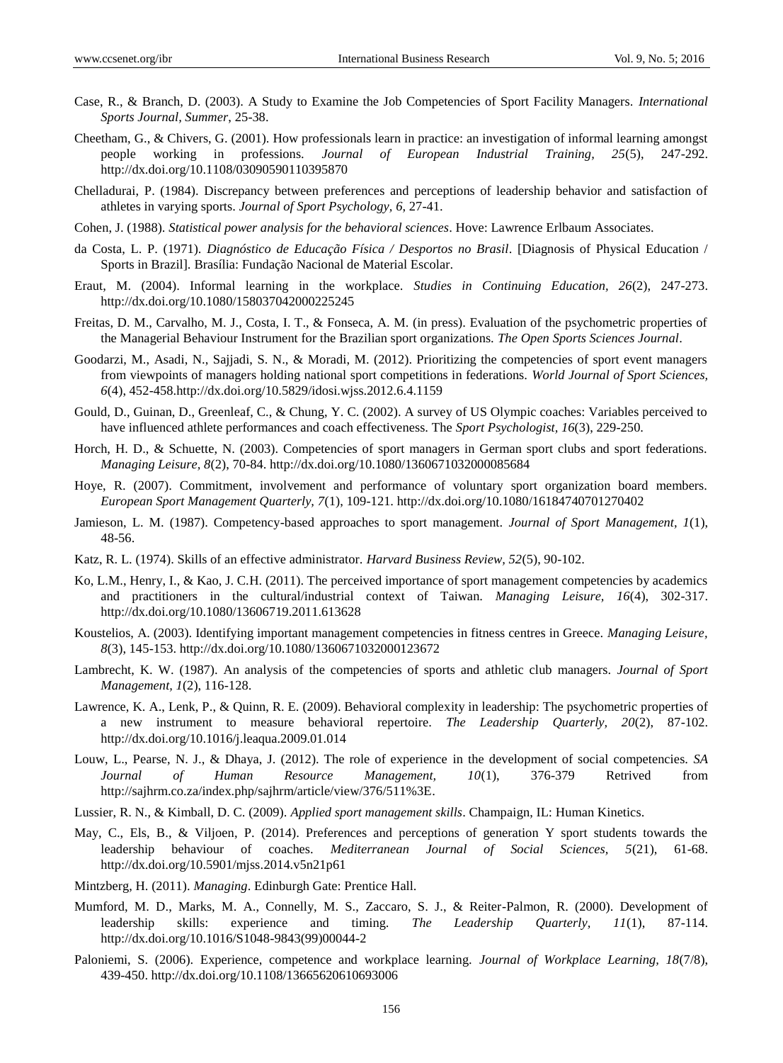Case, R., & Branch, D. (2003). A Study to Examine the Job Competencies of Sport Facility Managers. *International Sports Journal, Summer*, 25-38.

Cheetham, G., & Chivers, G. (2001). How professionals learn in practice: an investigation of informal learning amongst people working in professions. *Journal of European Industrial Training, 25*(5), 247-292. http://dx.doi.org/10.1108/03090590110395870

Chelladurai, P. (1984). Discrepancy between preferences and perceptions of leadership behavior and satisfaction of athletes in varying sports. *Journal of Sport Psychology, 6*, 27-41.

Cohen, J. (1988). *Statistical power analysis for the behavioral sciences*. Hove: Lawrence Erlbaum Associates.

da Costa, L. P. (1971). *Diagnóstico de Educação Física / Desportos no Brasil*. [Diagnosis of Physical Education / Sports in Brazil]. Brasília: Fundação Nacional de Material Escolar.

Eraut, M. (2004). Informal learning in the workplace. *Studies in Continuing Education, 26*(2), 247-273. http://dx.doi.org/10.1080/158037042000225245

Freitas, D. M., Carvalho, M. J., Costa, I. T., & Fonseca, A. M. (in press). Evaluation of the psychometric properties of the Managerial Behaviour Instrument for the Brazilian sport organizations. *The Open Sports Sciences Journal*.

Goodarzi, M., Asadi, N., Sajjadi, S. N., & Moradi, M. (2012). Prioritizing the competencies of sport event managers from viewpoints of managers holding national sport competitions in federations. *World Journal of Sport Sciences, 6*(4), 452-458.http://dx.doi.org/10.5829/idosi.wjss.2012.6.4.1159

Gould, D., Guinan, D., Greenleaf, C., & Chung, Y. C. (2002). A survey of US Olympic coaches: Variables perceived to have influenced athlete performances and coach effectiveness. The *Sport Psychologist, 16*(3), 229-250.

Horch, H. D., & Schuette, N. (2003). Competencies of sport managers in German sport clubs and sport federations. *Managing Leisure, 8*(2), 70-84. http://dx.doi.org/10.1080/1360671032000085684

Hoye, R. (2007). Commitment, involvement and performance of voluntary sport organization board members. *European Sport Management Quarterly, 7*(1), 109-121. http://dx.doi.org/10.1080/16184740701270402

Jamieson, L. M. (1987). Competency-based approaches to sport management. *Journal of Sport Management, 1*(1), 48-56.

Katz, R. L. (1974). Skills of an effective administrator. *Harvard Business Review, 52*(5), 90-102.

Ko, L.M., Henry, I., & Kao, J. C.H. (2011). The perceived importance of sport management competencies by academics and practitioners in the cultural/industrial context of Taiwan. *Managing Leisure, 16*(4), 302-317. http://dx.doi.org/10.1080/13606719.2011.613628

Koustelios, A. (2003). Identifying important management competencies in fitness centres in Greece. *Managing Leisure, 8*(3), 145-153. http://dx.doi.org/10.1080/1360671032000123672

Lambrecht, K. W. (1987). An analysis of the competencies of sports and athletic club managers. *Journal of Sport Management, 1*(2), 116-128.

Lawrence, K. A., Lenk, P., & Quinn, R. E. (2009). Behavioral complexity in leadership: The psychometric properties of a new instrument to measure behavioral repertoire. *The Leadership Quarterly, 20*(2), 87-102. http://dx.doi.org/10.1016/j.leaqua.2009.01.014

Louw, L., Pearse, N. J., & Dhaya, J. (2012). The role of experience in the development of social competencies. *SA Journal of Human Resource Management, 10*(1), 376-379 Retrived from http://sajhrm.co.za/index.php/sajhrm/article/view/376/511%3E.

Lussier, R. N., & Kimball, D. C. (2009). *Applied sport management skills*. Champaign, IL: Human Kinetics.

May, C., Els, B., & Viljoen, P. (2014). Preferences and perceptions of generation Y sport students towards the leadership behaviour of coaches. *Mediterranean Journal of Social Sciences, 5*(21), 61-68. http://dx.doi.org/10.5901/mjss.2014.v5n21p61

Mintzberg, H. (2011). *Managing*. Edinburgh Gate: Prentice Hall.

Mumford, M. D., Marks, M. A., Connelly, M. S., Zaccaro, S. J., & Reiter-Palmon, R. (2000). Development of leadership skills: experience and timing. *The Leadership Quarterly, 11*(1), 87-114. http://dx.doi.org/10.1016/S1048-9843(99)00044-2

Paloniemi, S. (2006). Experience, competence and workplace learning. *Journal of Workplace Learning, 18*(7/8), 439-450. http://dx.doi.org/10.1108/13665620610693006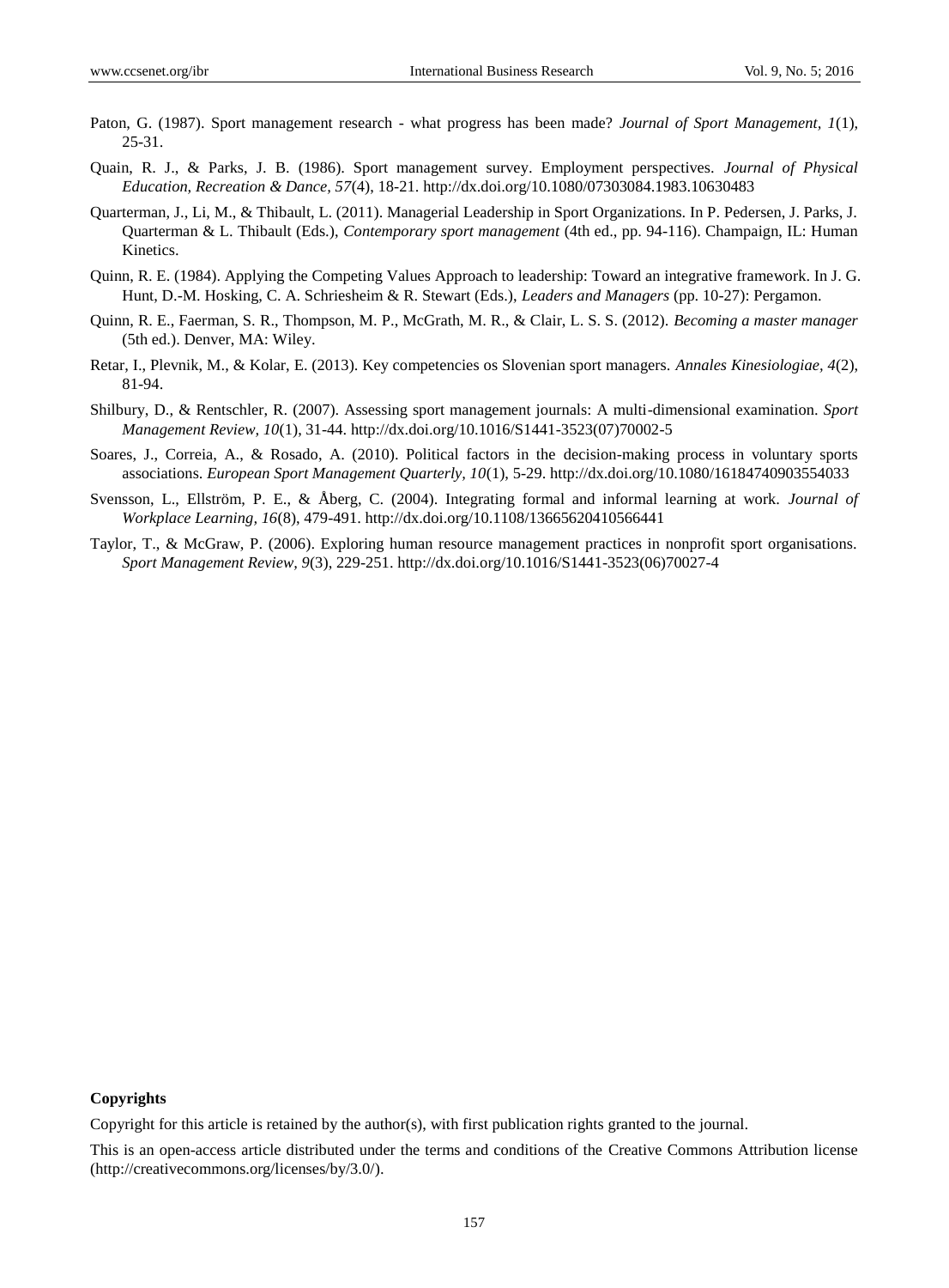Paton, G. (1987). Sport management research - what progress has been made? *Journal of Sport Management, 1*(1), 25-31.

Quain, R. J., & Parks, J. B. (1986). Sport management survey. Employment perspectives. *Journal of Physical Education, Recreation & Dance, 57*(4), 18-21. http://dx.doi.org/10.1080/07303084.1983.10630483

Quarterman, J., Li, M., & Thibault, L. (2011). Managerial Leadership in Sport Organizations. In P. Pedersen, J. Parks, J. Quarterman & L. Thibault (Eds.), *Contemporary sport management* (4th ed., pp. 94-116). Champaign, IL: Human Kinetics.

Quinn, R. E. (1984). Applying the Competing Values Approach to leadership: Toward an integrative framework. In J. G. Hunt, D.-M. Hosking, C. A. Schriesheim & R. Stewart (Eds.), *Leaders and Managers* (pp. 10-27): Pergamon.

Quinn, R. E., Faerman, S. R., Thompson, M. P., McGrath, M. R., & Clair, L. S. S. (2012). *Becoming a master manager* (5th ed.). Denver, MA: Wiley.

Retar, I., Plevnik, M., & Kolar, E. (2013). Key competencies os Slovenian sport managers. *Annales Kinesiologiae, 4*(2), 81-94.

Shilbury, D., & Rentschler, R. (2007). Assessing sport management journals: A multi-dimensional examination. *Sport Management Review, 10*(1), 31-44. http://dx.doi.org/10.1016/S1441-3523(07)70002-5

Soares, J., Correia, A., & Rosado, A. (2010). Political factors in the decision-making process in voluntary sports associations. *European Sport Management Quarterly, 10*(1), 5-29. http://dx.doi.org/10.1080/16184740903554033

Svensson, L., Ellström, P. E., & Åberg, C. (2004). Integrating formal and informal learning at work. *Journal of Workplace Learning, 16*(8), 479-491. http://dx.doi.org/10.1108/13665620410566441

Taylor, T., & McGraw, P. (2006). Exploring human resource management practices in nonprofit sport organisations. *Sport Management Review, 9*(3), 229-251. http://dx.doi.org/10.1016/S1441-3523(06)70027-4

**Copyrights**

Copyright for this article is retained by the author(s), with first publication rights granted to the journal.

This is an open-access article distributed under the terms and conditions of the Creative Commons Attribution license (http://creativecommons.org/licenses/by/3.0/).